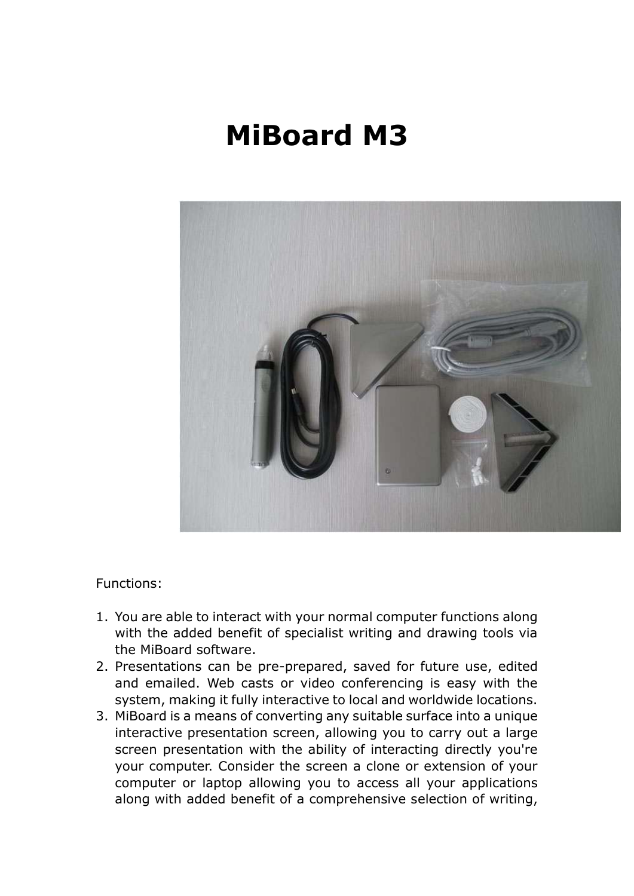# MiBoard M3

Functions:

1. You are able to interact with your normal computer functions along with the added benefit of specialist writing and drawing tools via the MiBoard software.
2. Presentations can be pre-prepared, saved for future use, edited and emailed. Web casts or video conferencing is easy with the system, making it fully interactive to local and worldwide locations.
3. MiBoard is a means of converting any suitable surface into a unique interactive presentation screen, allowing you to carry out a large screen presentation with the ability of interacting directly you're your computer. Consider the screen a clone or extension of your computer or laptop allowing you to access all your applications along with added benefit of a comprehensive selection of writing,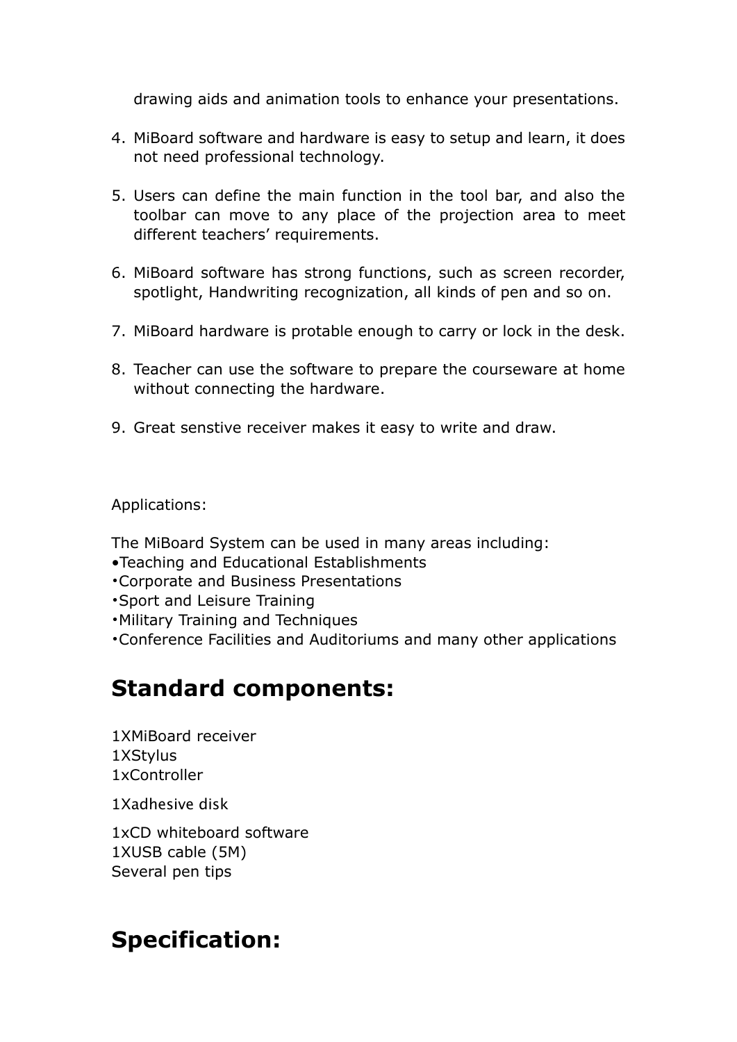drawing aids and animation tools to enhance your presentations.

4. MiBoard software and hardware is easy to setup and learn, it does not need professional technology.

5. Users can define the main function in the tool bar, and also the toolbar can move to any place of the projection area to meet different teachers' requirements.

6. MiBoard software has strong functions, such as screen recorder, spotlight, Handwriting recognization, all kinds of pen and so on.

7. MiBoard hardware is protable enough to carry or lock in the desk.

8. Teacher can use the software to prepare the courseware at home without connecting the hardware.

9. Great senstive receiver makes it easy to write and draw.

Applications:

The MiBoard System can be used in many areas including:
•Teaching and Educational Establishments
•Corporate and Business Presentations
•Sport and Leisure Training
•Military Training and Techniques
•Conference Facilities and Auditoriums and many other applications

## Standard components:

1XMiBoard receiver
1XStylus
1xController

1Xadhesive disk

1xCD whiteboard software
1XUSB cable (5M)
Several pen tips

## Specification: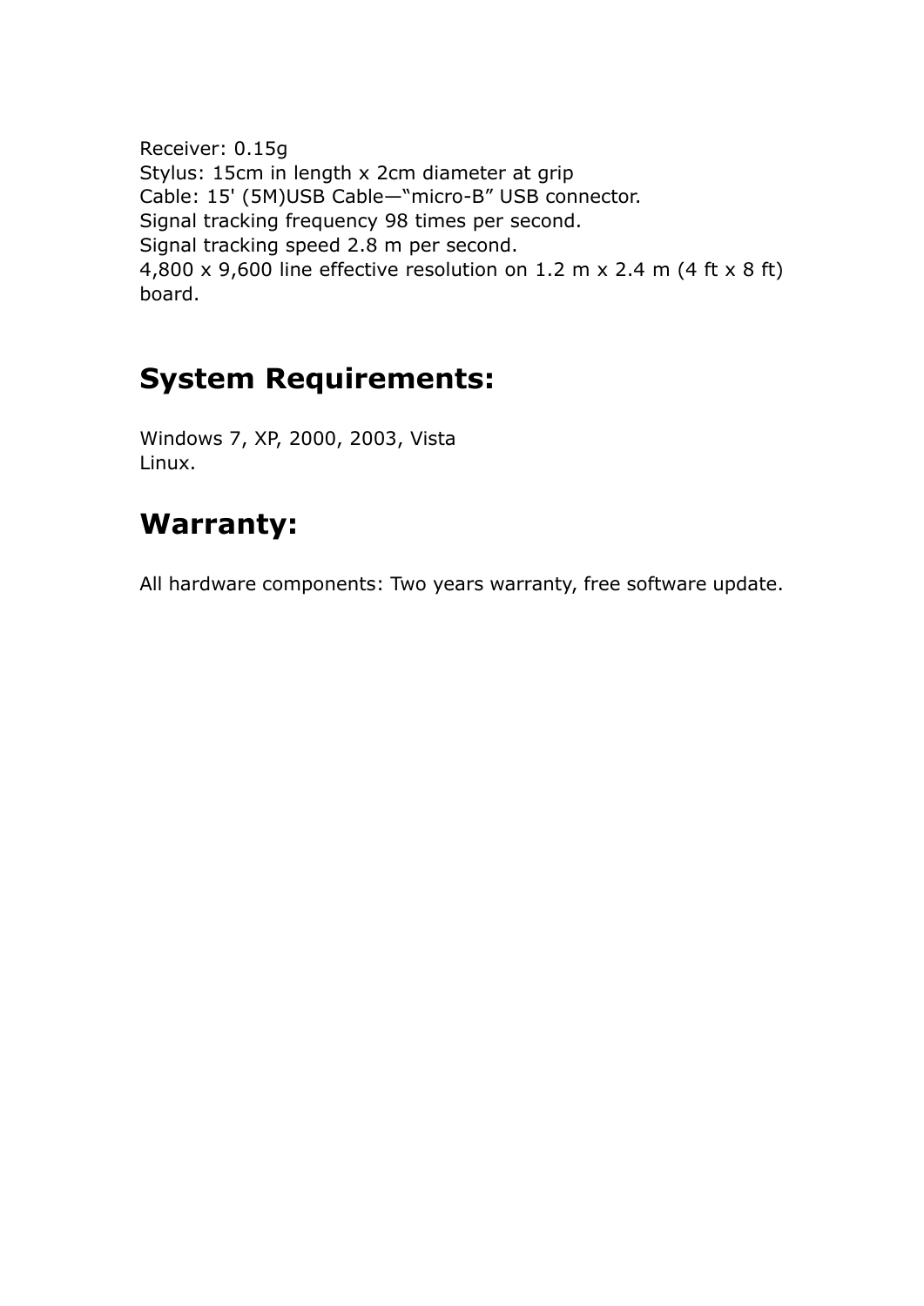Receiver: 0.15g
Stylus: 15cm in length x 2cm diameter at grip
Cable: 15' (5M)USB Cable—"micro-B" USB connector.
Signal tracking frequency 98 times per second.
Signal tracking speed 2.8 m per second.
4,800 x 9,600 line effective resolution on 1.2 m x 2.4 m (4 ft x 8 ft) board.

## System Requirements:

Windows 7, XP, 2000, 2003, Vista
Linux.

## Warranty:

All hardware components: Two years warranty, free software update.